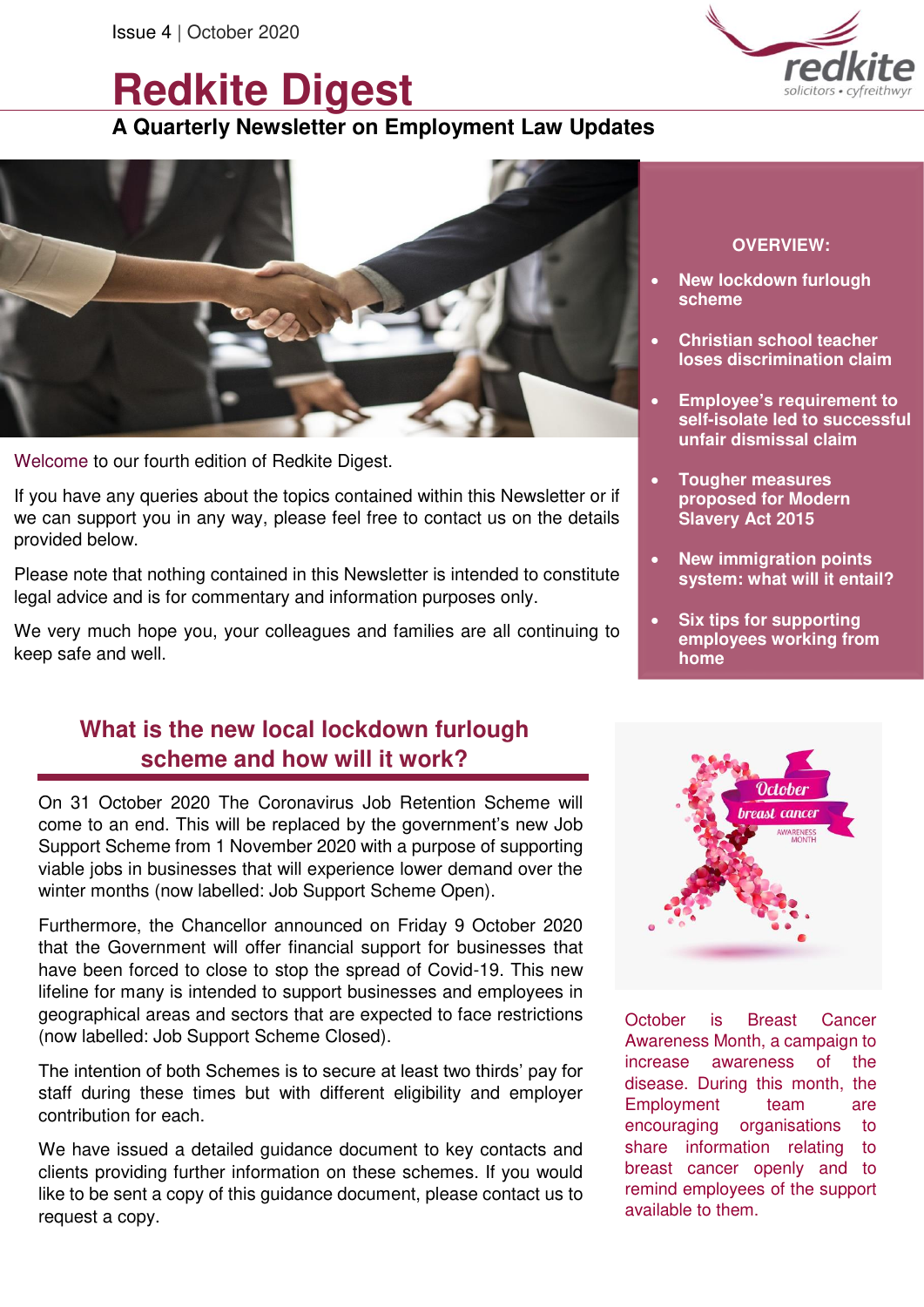Issue 4 | October 2020

# Redkite Digest

## A Quarterly Newsletter on Employment Law Updates

**OVERVIEW:**

- **New lockdown furlough scheme**
- **Christian school teacher loses discrimination claim**
- **Employee's requirement to self-isolate led to successful unfair dismissal claim**
- **Tougher measures proposed for Modern Slavery Act 2015**
- **New immigration points system: what will it entail?**
- **Six tips for supporting employees working from home**

Welcome to our fourth edition of Redkite Digest.

If you have any queries about the topics contained within this Newsletter or if we can support you in any way, please feel free to contact us on the details provided below.

Please note that nothing contained in this Newsletter is intended to constitute legal advice and is for commentary and information purposes only.

We very much hope you, your colleagues and families are all continuing to keep safe and well.

## What is the new local lockdown furlough scheme and how will it work?

On 31 October 2020 The Coronavirus Job Retention Scheme will come to an end. This will be replaced by the government's new Job Support Scheme from 1 November 2020 with a purpose of supporting viable jobs in businesses that will experience lower demand over the winter months (now labelled: Job Support Scheme Open).

Furthermore, the Chancellor announced on Friday 9 October 2020 that the Government will offer financial support for businesses that have been forced to close to stop the spread of Covid-19. This new lifeline for many is intended to support businesses and employees in geographical areas and sectors that are expected to face restrictions (now labelled: Job Support Scheme Closed).

The intention of both Schemes is to secure at least two thirds' pay for staff during these times but with different eligibility and employer contribution for each.

We have issued a detailed guidance document to key contacts and clients providing further information on these schemes. If you would like to be sent a copy of this guidance document, please contact us to request a copy.

October is Breast Cancer Awareness Month, a campaign to increase awareness of the disease. During this month, the Employment team are encouraging organisations to share information relating to breast cancer openly and to remind employees of the support available to them.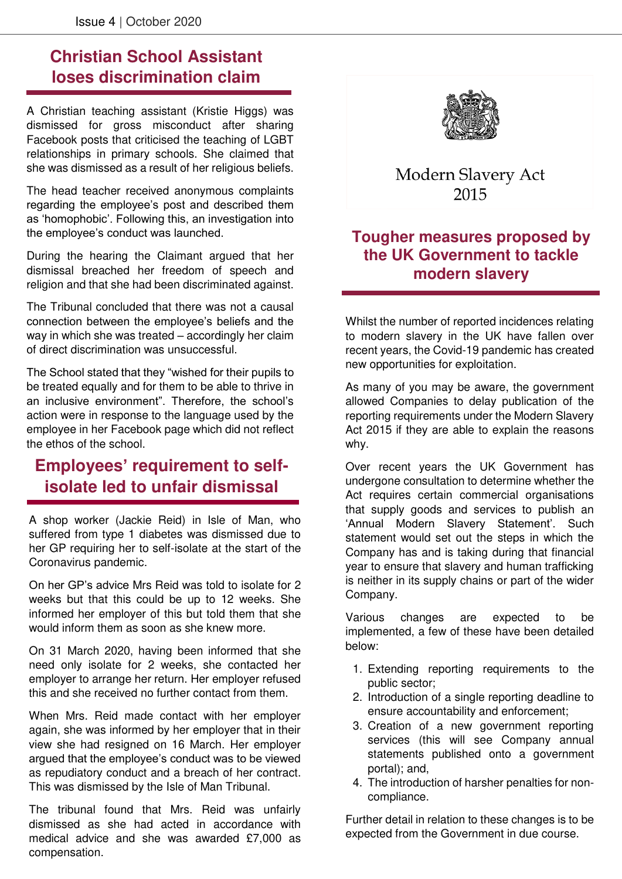## Christian School Assistant loses discrimination claim

A Christian teaching assistant (Kristie Higgs) was dismissed for gross misconduct after sharing Facebook posts that criticised the teaching of LGBT relationships in primary schools. She claimed that she was dismissed as a result of her religious beliefs.

The head teacher received anonymous complaints regarding the employee's post and described them as 'homophobic'. Following this, an investigation into the employee's conduct was launched.

During the hearing the Claimant argued that her dismissal breached her freedom of speech and religion and that she had been discriminated against.

The Tribunal concluded that there was not a causal connection between the employee's beliefs and the way in which she was treated – accordingly her claim of direct discrimination was unsuccessful.

The School stated that they "wished for their pupils to be treated equally and for them to be able to thrive in an inclusive environment". Therefore, the school's action were in response to the language used by the employee in her Facebook page which did not reflect the ethos of the school.

## Employees' requirement to self-isolate led to unfair dismissal

A shop worker (Jackie Reid) in Isle of Man, who suffered from type 1 diabetes was dismissed due to her GP requiring her to self-isolate at the start of the Coronavirus pandemic.

On her GP's advice Mrs Reid was told to isolate for 2 weeks but that this could be up to 12 weeks. She informed her employer of this but told them that she would inform them as soon as she knew more.

On 31 March 2020, having been informed that she need only isolate for 2 weeks, she contacted her employer to arrange her return. Her employer refused this and she received no further contact from them.

When Mrs. Reid made contact with her employer again, she was informed by her employer that in their view she had resigned on 16 March. Her employer argued that the employee's conduct was to be viewed as repudiatory conduct and a breach of her contract. This was dismissed by the Isle of Man Tribunal.

The tribunal found that Mrs. Reid was unfairly dismissed as she had acted in accordance with medical advice and she was awarded £7,000 as compensation.

Modern Slavery Act 2015

## Tougher measures proposed by the UK Government to tackle modern slavery

Whilst the number of reported incidences relating to modern slavery in the UK have fallen over recent years, the Covid-19 pandemic has created new opportunities for exploitation.

As many of you may be aware, the government allowed Companies to delay publication of the reporting requirements under the Modern Slavery Act 2015 if they are able to explain the reasons why.

Over recent years the UK Government has undergone consultation to determine whether the Act requires certain commercial organisations that supply goods and services to publish an 'Annual Modern Slavery Statement'. Such statement would set out the steps in which the Company has and is taking during that financial year to ensure that slavery and human trafficking is neither in its supply chains or part of the wider Company.

Various changes are expected to be implemented, a few of these have been detailed below:

1. Extending reporting requirements to the public sector;
2. Introduction of a single reporting deadline to ensure accountability and enforcement;
3. Creation of a new government reporting services (this will see Company annual statements published onto a government portal); and,
4. The introduction of harsher penalties for non-compliance.

Further detail in relation to these changes is to be expected from the Government in due course.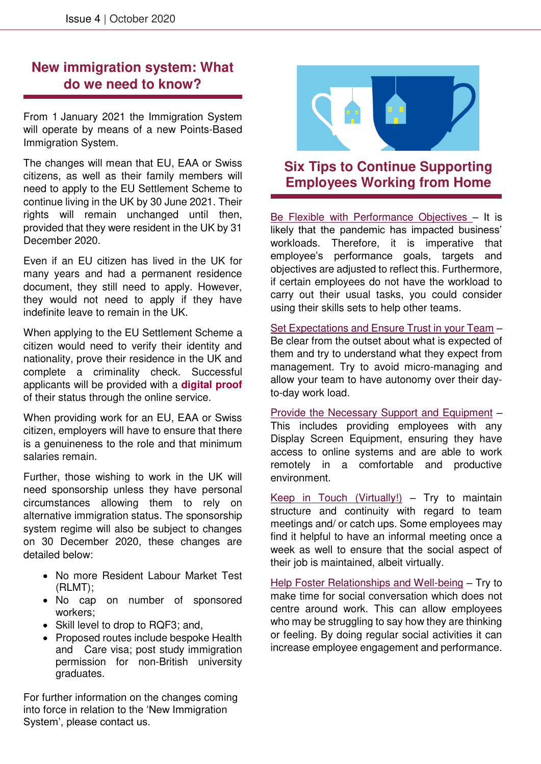## New immigration system: What do we need to know?

From 1 January 2021 the Immigration System will operate by means of a new Points-Based Immigration System.

The changes will mean that EU, EAA or Swiss citizens, as well as their family members will need to apply to the EU Settlement Scheme to continue living in the UK by 30 June 2021. Their rights will remain unchanged until then, provided that they were resident in the UK by 31 December 2020.

Even if an EU citizen has lived in the UK for many years and had a permanent residence document, they still need to apply. However, they would not need to apply if they have indefinite leave to remain in the UK.

When applying to the EU Settlement Scheme a citizen would need to verify their identity and nationality, prove their residence in the UK and complete a criminality check. Successful applicants will be provided with a **digital proof** of their status through the online service.

When providing work for an EU, EAA or Swiss citizen, employers will have to ensure that there is a genuineness to the role and that minimum salaries remain.

Further, those wishing to work in the UK will need sponsorship unless they have personal circumstances allowing them to rely on alternative immigration status. The sponsorship system regime will also be subject to changes on 30 December 2020, these changes are detailed below:

- No more Resident Labour Market Test (RLMT);
- No cap on number of sponsored workers;
- Skill level to drop to RQF3; and,
- Proposed routes include bespoke Health and Care visa; post study immigration permission for non-British university graduates.

For further information on the changes coming into force in relation to the 'New Immigration System', please contact us.

## Six Tips to Continue Supporting Employees Working from Home

Be Flexible with Performance Objectives – It is likely that the pandemic has impacted business' workloads. Therefore, it is imperative that employee's performance goals, targets and objectives are adjusted to reflect this. Furthermore, if certain employees do not have the workload to carry out their usual tasks, you could consider using their skills sets to help other teams.

Set Expectations and Ensure Trust in your Team – Be clear from the outset about what is expected of them and try to understand what they expect from management. Try to avoid micro-managing and allow your team to have autonomy over their day-to-day work load.

Provide the Necessary Support and Equipment – This includes providing employees with any Display Screen Equipment, ensuring they have access to online systems and are able to work remotely in a comfortable and productive environment.

Keep in Touch (Virtually!) – Try to maintain structure and continuity with regard to team meetings and/ or catch ups. Some employees may find it helpful to have an informal meeting once a week as well to ensure that the social aspect of their job is maintained, albeit virtually.

Help Foster Relationships and Well-being – Try to make time for social conversation which does not centre around work. This can allow employees who may be struggling to say how they are thinking or feeling. By doing regular social activities it can increase employee engagement and performance.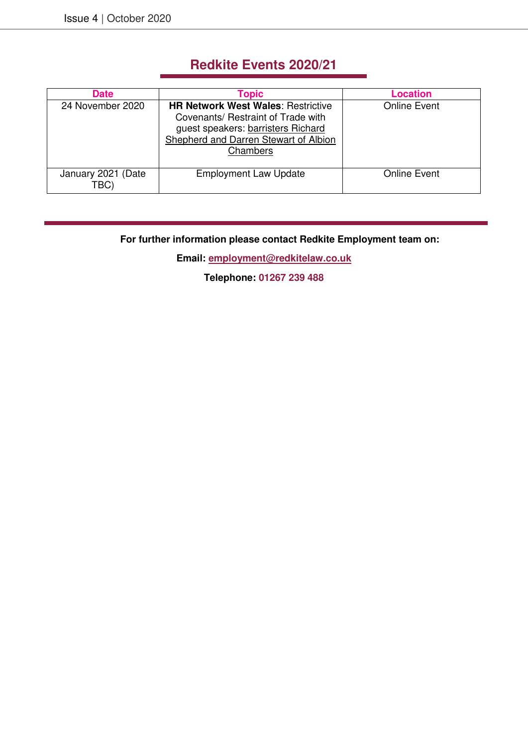## Redkite Events 2020/21

| Date | Topic | Location |
| --- | --- | --- |
| 24 November 2020 | **HR Network West Wales**: Restrictive Covenants/ Restraint of Trade with guest speakers: barristers Richard Shepherd and Darren Stewart of Albion Chambers | Online Event |
| January 2021 (Date TBC) | Employment Law Update | Online Event |

**For further information please contact Redkite Employment team on:**

**Email: employment@redkitelaw.co.uk**

**Telephone: 01267 239 488**